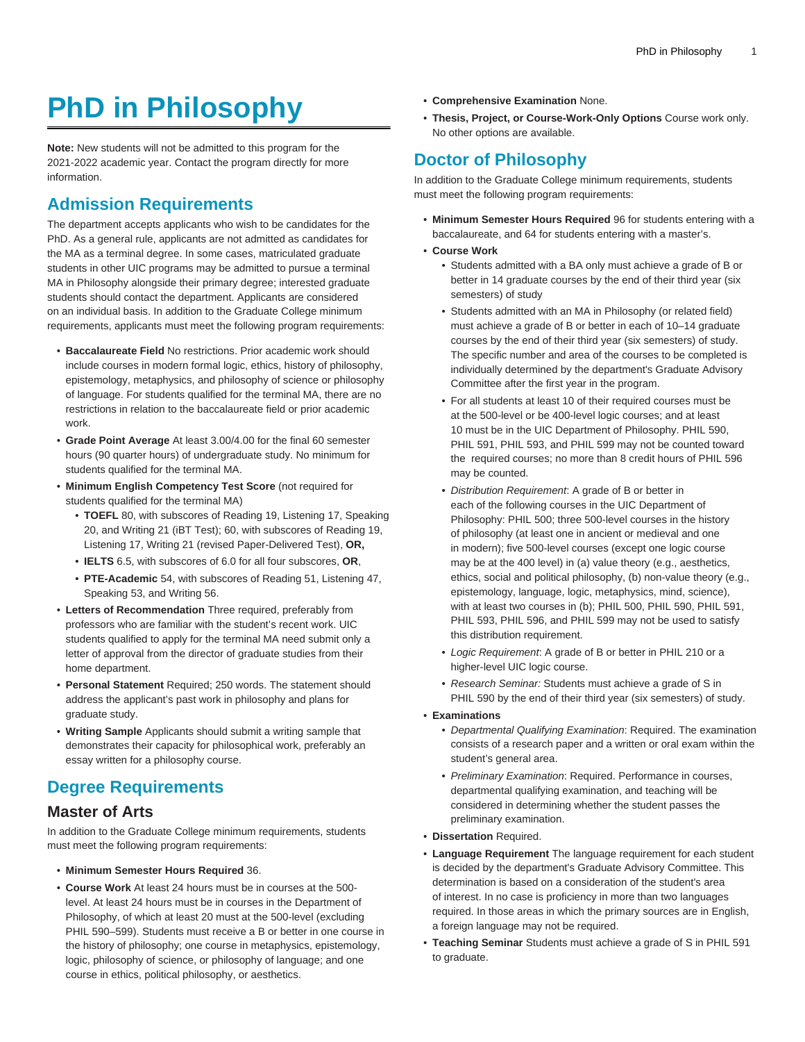# PhD in Philosophy

**Note:** New students will not be admitted to this program for the 2021-2022 academic year. Contact the program directly for more information.

## Admission Requirements

The department accepts applicants who wish to be candidates for the PhD. As a general rule, applicants are not admitted as candidates for the MA as a terminal degree. In some cases, matriculated graduate students in other UIC programs may be admitted to pursue a terminal MA in Philosophy alongside their primary degree; interested graduate students should contact the department. Applicants are considered on an individual basis. In addition to the Graduate College minimum requirements, applicants must meet the following program requirements:

- **Baccalaureate Field** No restrictions. Prior academic work should include courses in modern formal logic, ethics, history of philosophy, epistemology, metaphysics, and philosophy of science or philosophy of language. For students qualified for the terminal MA, there are no restrictions in relation to the baccalaureate field or prior academic work.
- **Grade Point Average** At least 3.00/4.00 for the final 60 semester hours (90 quarter hours) of undergraduate study. No minimum for students qualified for the terminal MA.
- **Minimum English Competency Test Score** (not required for students qualified for the terminal MA)
  - **TOEFL** 80, with subscores of Reading 19, Listening 17, Speaking 20, and Writing 21 (iBT Test); 60, with subscores of Reading 19, Listening 17, Writing 21 (revised Paper-Delivered Test), **OR,**
  - **IELTS** 6.5, with subscores of 6.0 for all four subscores, **OR**,
  - **PTE-Academic** 54, with subscores of Reading 51, Listening 47, Speaking 53, and Writing 56.
- **Letters of Recommendation** Three required, preferably from professors who are familiar with the student's recent work. UIC students qualified to apply for the terminal MA need submit only a letter of approval from the director of graduate studies from their home department.
- **Personal Statement** Required; 250 words. The statement should address the applicant's past work in philosophy and plans for graduate study.
- **Writing Sample** Applicants should submit a writing sample that demonstrates their capacity for philosophical work, preferably an essay written for a philosophy course.

## Degree Requirements

### Master of Arts

In addition to the Graduate College minimum requirements, students must meet the following program requirements:

- **Minimum Semester Hours Required** 36.
- **Course Work** At least 24 hours must be in courses at the 500-level. At least 24 hours must be in courses in the Department of Philosophy, of which at least 20 must at the 500-level (excluding PHIL 590–599). Students must receive a B or better in one course in the history of philosophy; one course in metaphysics, epistemology, logic, philosophy of science, or philosophy of language; and one course in ethics, political philosophy, or aesthetics.
- **Comprehensive Examination** None.
- **Thesis, Project, or Course-Work-Only Options** Course work only. No other options are available.

## Doctor of Philosophy

In addition to the Graduate College minimum requirements, students must meet the following program requirements:

- **Minimum Semester Hours Required** 96 for students entering with a baccalaureate, and 64 for students entering with a master's.
- **Course Work**
  - Students admitted with a BA only must achieve a grade of B or better in 14 graduate courses by the end of their third year (six semesters) of study
  - Students admitted with an MA in Philosophy (or related field) must achieve a grade of B or better in each of 10–14 graduate courses by the end of their third year (six semesters) of study. The specific number and area of the courses to be completed is individually determined by the department's Graduate Advisory Committee after the first year in the program.
  - For all students at least 10 of their required courses must be at the 500-level or be 400-level logic courses; and at least 10 must be in the UIC Department of Philosophy. PHIL 590, PHIL 591, PHIL 593, and PHIL 599 may not be counted toward the required courses; no more than 8 credit hours of PHIL 596 may be counted.
  - *Distribution Requirement*: A grade of B or better in each of the following courses in the UIC Department of Philosophy: PHIL 500; three 500-level courses in the history of philosophy (at least one in ancient or medieval and one in modern); five 500-level courses (except one logic course may be at the 400 level) in (a) value theory (e.g., aesthetics, ethics, social and political philosophy, (b) non-value theory (e.g., epistemology, language, logic, metaphysics, mind, science), with at least two courses in (b); PHIL 500, PHIL 590, PHIL 591, PHIL 593, PHIL 596, and PHIL 599 may not be used to satisfy this distribution requirement.
  - *Logic Requirement*: A grade of B or better in PHIL 210 or a higher-level UIC logic course.
  - *Research Seminar:* Students must achieve a grade of S in PHIL 590 by the end of their third year (six semesters) of study.
- **Examinations**
  - *Departmental Qualifying Examination*: Required. The examination consists of a research paper and a written or oral exam within the student's general area.
  - *Preliminary Examination*: Required. Performance in courses, departmental qualifying examination, and teaching will be considered in determining whether the student passes the preliminary examination.
- **Dissertation** Required.
- **Language Requirement** The language requirement for each student is decided by the department's Graduate Advisory Committee. This determination is based on a consideration of the student's area of interest. In no case is proficiency in more than two languages required. In those areas in which the primary sources are in English, a foreign language may not be required.
- **Teaching Seminar** Students must achieve a grade of S in PHIL 591 to graduate.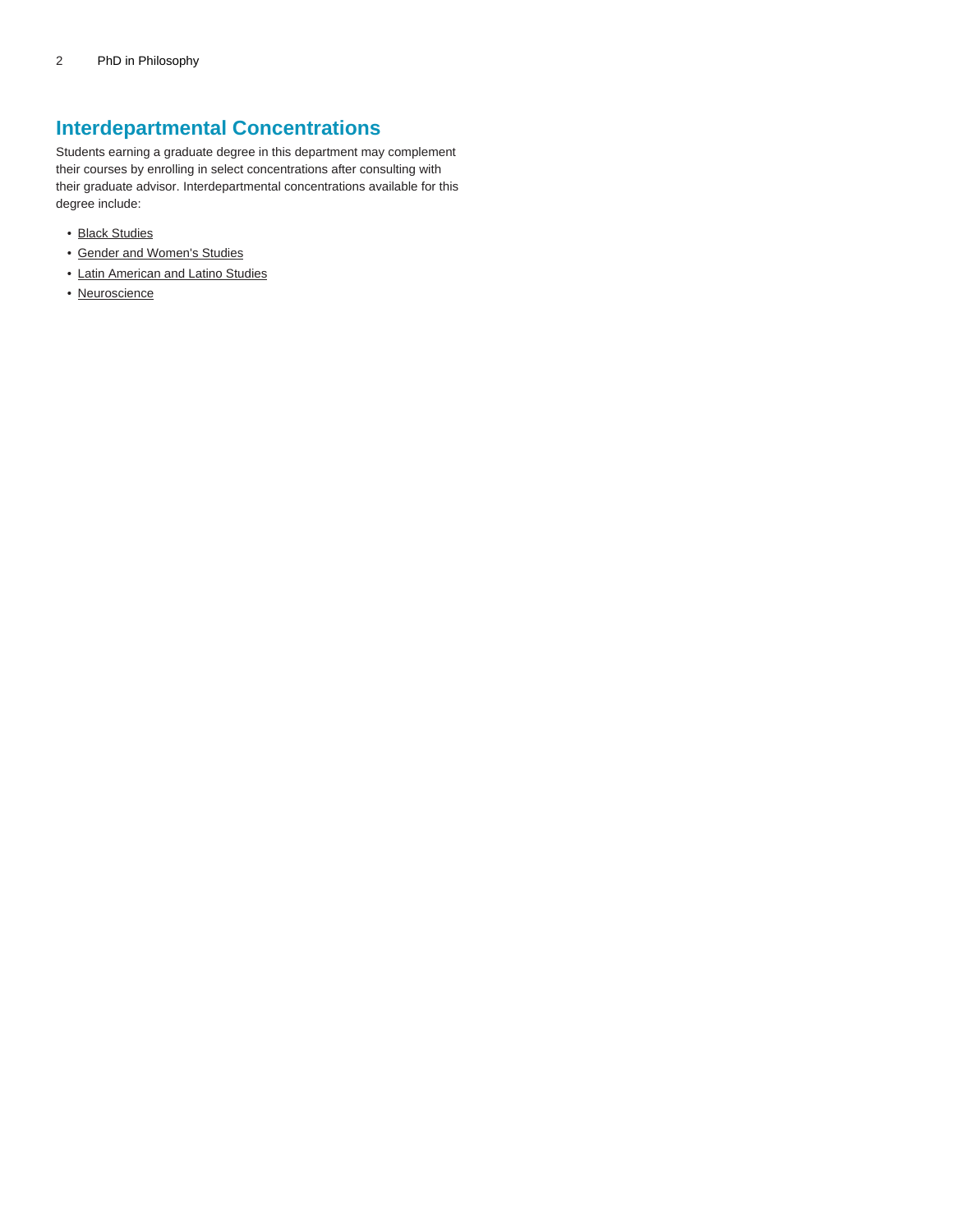## Interdepartmental Concentrations

Students earning a graduate degree in this department may complement their courses by enrolling in select concentrations after consulting with their graduate advisor. Interdepartmental concentrations available for this degree include:

- Black Studies
- Gender and Women's Studies
- Latin American and Latino Studies
- Neuroscience